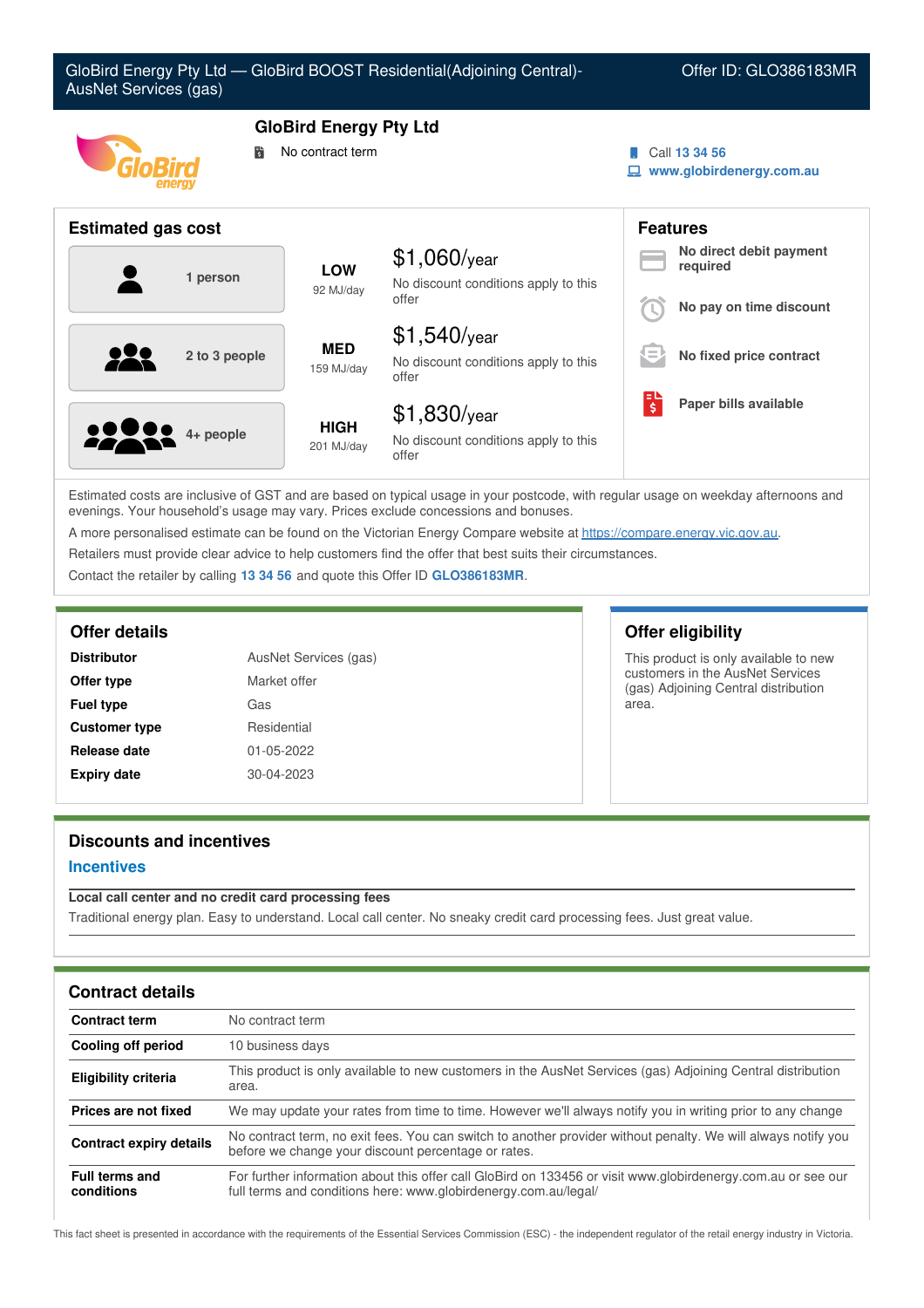GloBird Energy Pty Ltd — GloBird BOOST Residential(Adjoining Central)-AusNet Services (gas)

Offer ID: GLO386183MR

# GloBird Energy Pty Ltd

No contract term

Call **13 34 56**
**www.globirdenergy.com.au**

## Estimated gas cost

| Household | Usage | Cost |
|---|---|---|
| 1 person | **LOW** 92 MJ/day | $1,060/year — No discount conditions apply to this offer |
| 2 to 3 people | **MED** 159 MJ/day | $1,540/year — No discount conditions apply to this offer |
| 4+ people | **HIGH** 201 MJ/day | $1,830/year — No discount conditions apply to this offer |

## Features

- **No direct debit payment required**
- **No pay on time discount**
- **No fixed price contract**
- **Paper bills available**

Estimated costs are inclusive of GST and are based on typical usage in your postcode, with regular usage on weekday afternoons and evenings. Your household's usage may vary. Prices exclude concessions and bonuses.

A more personalised estimate can be found on the Victorian Energy Compare website at https://compare.energy.vic.gov.au.

Retailers must provide clear advice to help customers find the offer that best suits their circumstances.

Contact the retailer by calling **13 34 56** and quote this Offer ID **GLO386183MR**.

## Offer details

| | |
|---|---|
| **Distributor** | AusNet Services (gas) |
| **Offer type** | Market offer |
| **Fuel type** | Gas |
| **Customer type** | Residential |
| **Release date** | 01-05-2022 |
| **Expiry date** | 30-04-2023 |

## Offer eligibility

This product is only available to new customers in the AusNet Services (gas) Adjoining Central distribution area.

## Discounts and incentives

### Incentives

**Local call center and no credit card processing fees**

Traditional energy plan. Easy to understand. Local call center. No sneaky credit card processing fees. Just great value.

## Contract details

| | |
|---|---|
| **Contract term** | No contract term |
| **Cooling off period** | 10 business days |
| **Eligibility criteria** | This product is only available to new customers in the AusNet Services (gas) Adjoining Central distribution area. |
| **Prices are not fixed** | We may update your rates from time to time. However we'll always notify you in writing prior to any change |
| **Contract expiry details** | No contract term, no exit fees. You can switch to another provider without penalty. We will always notify you before we change your discount percentage or rates. |
| **Full terms and conditions** | For further information about this offer call GloBird on 133456 or visit www.globirdenergy.com.au or see our full terms and conditions here: www.globirdenergy.com.au/legal/ |

This fact sheet is presented in accordance with the requirements of the Essential Services Commission (ESC) - the independent regulator of the retail energy industry in Victoria.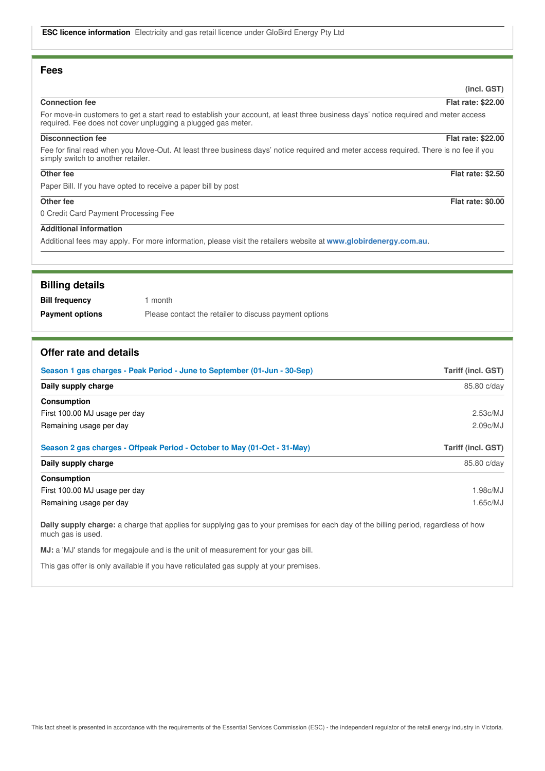**ESC licence information** Electricity and gas retail licence under GloBird Energy Pty Ltd

## Fees

| | (incl. GST) |
|---|---|
| **Connection fee** | **Flat rate: $22.00** |
| For move-in customers to get a start read to establish your account, at least three business days' notice required and meter access required. Fee does not cover unplugging a plugged gas meter. | |
| **Disconnection fee** | **Flat rate: $22.00** |
| Fee for final read when you Move-Out. At least three business days' notice required and meter access required. There is no fee if you simply switch to another retailer. | |
| **Other fee** | **Flat rate: $2.50** |
| Paper Bill. If you have opted to receive a paper bill by post | |
| **Other fee** | **Flat rate: $0.00** |
| 0 Credit Card Payment Processing Fee | |

**Additional information**

Additional fees may apply. For more information, please visit the retailers website at **www.globirdenergy.com.au**.

## Billing details

**Bill frequency** 1 month

**Payment options** Please contact the retailer to discuss payment options

## Offer rate and details

| Season 1 gas charges - Peak Period - June to September (01-Jun - 30-Sep) | Tariff (incl. GST) |
|---|---|
| **Daily supply charge** | 85.80 c/day |
| **Consumption** | |
| First 100.00 MJ usage per day | 2.53c/MJ |
| Remaining usage per day | 2.09c/MJ |

| Season 2 gas charges - Offpeak Period - October to May (01-Oct - 31-May) | Tariff (incl. GST) |
|---|---|
| **Daily supply charge** | 85.80 c/day |
| **Consumption** | |
| First 100.00 MJ usage per day | 1.98c/MJ |
| Remaining usage per day | 1.65c/MJ |

**Daily supply charge:** a charge that applies for supplying gas to your premises for each day of the billing period, regardless of how much gas is used.

**MJ:** a 'MJ' stands for megajoule and is the unit of measurement for your gas bill.

This gas offer is only available if you have reticulated gas supply at your premises.

This fact sheet is presented in accordance with the requirements of the Essential Services Commission (ESC) - the independent regulator of the retail energy industry in Victoria.